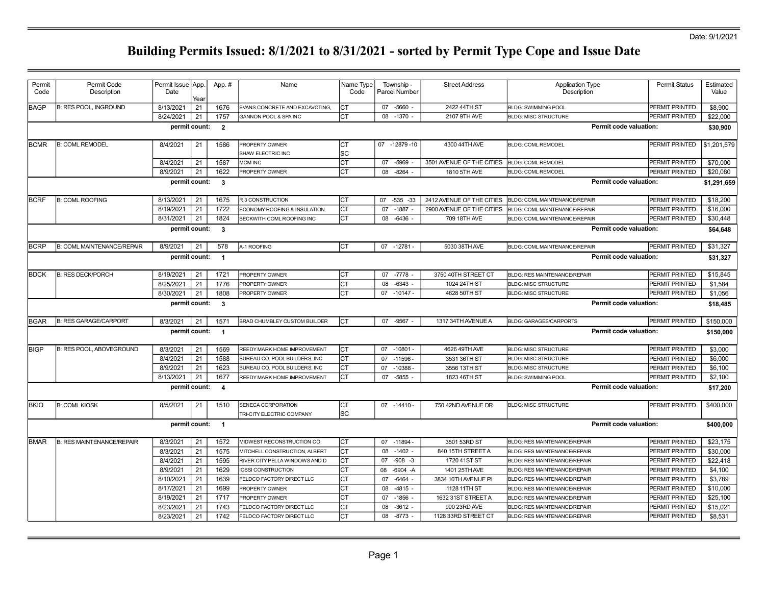Date: 9/1/2021

# Building Permits Issued: 8/1/2021 to 8/31/2021 - sorted by Permit Type Cope and Issue Date

| Permit Code | Permit Code Description | Permit Issue Date | App. Year | App. # | Name | Name Type Code | Township - Parcel Number | Street Address | Application Type Description | Permit Status | Estimated Value |
|---|---|---|---|---|---|---|---|---|---|---|---|
| BAGP | B: RES POOL, INGROUND | 8/13/2021 | 21 | 1676 | EVANS CONCRETE AND EXCAVCTING, | CT | 07 -5660 - | 2422 44TH ST | BLDG: SWIMMING POOL | PERMIT PRINTED | $8,900 |
| | | 8/24/2021 | 21 | 1757 | GANNON POOL & SPA INC | CT | 08 -1370 - | 2107 9TH AVE | BLDG: MISC STRUCTURE | PERMIT PRINTED | $22,000 |
| | | permit count: | | 2 | | | | | Permit code valuation: | | $30,900 |
| BCMR | B: COML REMODEL | 8/4/2021 | 21 | 1586 | PROPERTY OWNER | CT | 07 -12879 -10 | 4300 44TH AVE | BLDG: COML REMODEL | PERMIT PRINTED | $1,201,579 |
| | | | | | SHAW ELECTRIC INC | SC | | | | | |
| | | 8/4/2021 | 21 | 1587 | MCM INC | CT | 07 -5969 - | 3501 AVENUE OF THE CITIES | BLDG: COML REMODEL | PERMIT PRINTED | $70,000 |
| | | 8/9/2021 | 21 | 1622 | PROPERTY OWNER | CT | 08 -8264 - | 1810 5TH AVE | BLDG: COML REMODEL | PERMIT PRINTED | $20,080 |
| | | permit count: | | 3 | | | | | Permit code valuation: | | $1,291,659 |
| BCRF | B: COML ROOFING | 8/13/2021 | 21 | 1675 | R 3 CONSTRUCTION | CT | 07 -535 -33 | 2412 AVENUE OF THE CITIES | BLDG: COML MAINTENANCE/REPAIR | PERMIT PRINTED | $18,200 |
| | | 8/19/2021 | 21 | 1722 | ECONOMY ROOFING & INSULATION | CT | 07 -1887 - | 2900 AVENUE OF THE CITIES | BLDG: COML MAINTENANCE/REPAIR | PERMIT PRINTED | $16,000 |
| | | 8/31/2021 | 21 | 1824 | BECKWITH COML ROOFING INC | CT | 08 -6436 - | 709 18TH AVE | BLDG: COML MAINTENANCE/REPAIR | PERMIT PRINTED | $30,448 |
| | | permit count: | | 3 | | | | | Permit code valuation: | | $64,648 |
| BCRP | B: COML MAINTENANCE/REPAIR | 8/9/2021 | 21 | 578 | A-1 ROOFING | CT | 07 -12781 - | 5030 38TH AVE | BLDG: COML MAINTENANCE/REPAIR | PERMIT PRINTED | $31,327 |
| | | permit count: | | 1 | | | | | Permit code valuation: | | $31,327 |
| BDCK | B: RES DECK/PORCH | 8/19/2021 | 21 | 1721 | PROPERTY OWNER | CT | 07 -7778 - | 3750 40TH STREET CT | BLDG: RES MAINTENANCE/REPAIR | PERMIT PRINTED | $15,845 |
| | | 8/25/2021 | 21 | 1776 | PROPERTY OWNER | CT | 08 -6343 - | 1024 24TH ST | BLDG: MISC STRUCTURE | PERMIT PRINTED | $1,584 |
| | | 8/30/2021 | 21 | 1808 | PROPERTY OWNER | CT | 07 -10147 - | 4628 50TH ST | BLDG: MISC STRUCTURE | PERMIT PRINTED | $1,056 |
| | | permit count: | | 3 | | | | | Permit code valuation: | | $18,485 |
| BGAR | B: RES GARAGE/CARPORT | 8/3/2021 | 21 | 1571 | BRAD CHUMBLEY CUSTOM BUILDER | CT | 07 -9567 - | 1317 34TH AVENUE A | BLDG: GARAGES/CARPORTS | PERMIT PRINTED | $150,000 |
| | | permit count: | | 1 | | | | | Permit code valuation: | | $150,000 |
| BIGP | B: RES POOL, ABOVEGROUND | 8/3/2021 | 21 | 1569 | REEDY MARK HOME IMPROVEMENT | CT | 07 -10801 - | 4626 49TH AVE | BLDG: MISC STRUCTURE | PERMIT PRINTED | $3,000 |
| | | 8/4/2021 | 21 | 1588 | BUREAU CO. POOL BUILDERS, INC | CT | 07 -11596 - | 3531 36TH ST | BLDG: MISC STRUCTURE | PERMIT PRINTED | $6,000 |
| | | 8/9/2021 | 21 | 1623 | BUREAU CO. POOL BUILDERS, INC | CT | 07 -10388 - | 3556 13TH ST | BLDG: MISC STRUCTURE | PERMIT PRINTED | $6,100 |
| | | 8/13/2021 | 21 | 1677 | REEDY MARK HOME IMPROVEMENT | CT | 07 -5855 - | 1823 46TH ST | BLDG: SWIMMING POOL | PERMIT PRINTED | $2,100 |
| | | permit count: | | 4 | | | | | Permit code valuation: | | $17,200 |
| BKIO | B: COML KIOSK | 8/5/2021 | 21 | 1510 | SENECA CORPORATION | CT | 07 -14410 - | 750 42ND AVENUE DR | BLDG: MISC STRUCTURE | PERMIT PRINTED | $400,000 |
| | | | | | TRI-CITY ELECTRIC COMPANY | SC | | | | | |
| | | permit count: | | 1 | | | | | Permit code valuation: | | $400,000 |
| BMAR | B: RES MAINTENANCE/REPAIR | 8/3/2021 | 21 | 1572 | MIDWEST RECONSTRUCTION CO | CT | 07 -11894 - | 3501 53RD ST | BLDG: RES MAINTENANCE/REPAIR | PERMIT PRINTED | $23,175 |
| | | 8/3/2021 | 21 | 1575 | MITCHELL CONSTRUCTION, ALBERT | CT | 08 -1402 - | 840 15TH STREET A | BLDG: RES MAINTENANCE/REPAIR | PERMIT PRINTED | $30,000 |
| | | 8/4/2021 | 21 | 1595 | RIVER CITY PELLA WINDOWS AND D | CT | 07 -908 -3 | 1720 41ST ST | BLDG: RES MAINTENANCE/REPAIR | PERMIT PRINTED | $22,418 |
| | | 8/9/2021 | 21 | 1629 | IOSSI CONSTRUCTION | CT | 08 -6904 -A | 1401 25TH AVE | BLDG: RES MAINTENANCE/REPAIR | PERMIT PRINTED | $4,100 |
| | | 8/10/2021 | 21 | 1639 | FELDCO FACTORY DIRECT LLC | CT | 07 -6464 - | 3834 10TH AVENUE PL | BLDG: RES MAINTENANCE/REPAIR | PERMIT PRINTED | $3,789 |
| | | 8/17/2021 | 21 | 1699 | PROPERTY OWNER | CT | 08 -4815 - | 1128 11TH ST | BLDG: RES MAINTENANCE/REPAIR | PERMIT PRINTED | $10,000 |
| | | 8/19/2021 | 21 | 1717 | PROPERTY OWNER | CT | 07 -1856 - | 1632 31ST STREET A | BLDG: RES MAINTENANCE/REPAIR | PERMIT PRINTED | $25,100 |
| | | 8/23/2021 | 21 | 1743 | FELDCO FACTORY DIRECT LLC | CT | 08 -3612 - | 900 23RD AVE | BLDG: RES MAINTENANCE/REPAIR | PERMIT PRINTED | $15,021 |
| | | 8/23/2021 | 21 | 1742 | FELDCO FACTORY DIRECT LLC | CT | 08 -8773 - | 1128 33RD STREET CT | BLDG: RES MAINTENANCE/REPAIR | PERMIT PRINTED | $8,531 |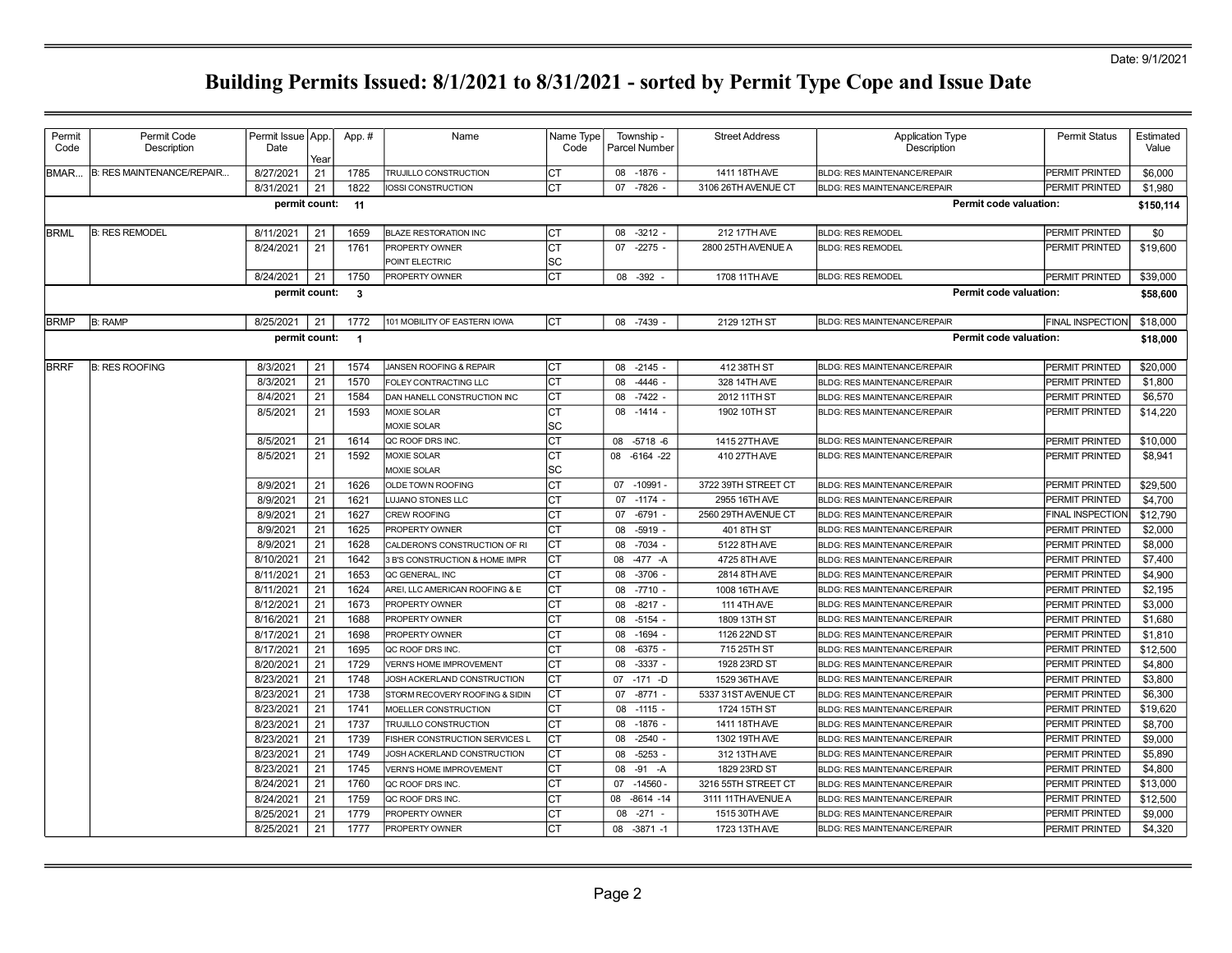Date: 9/1/2021

# Building Permits Issued: 8/1/2021 to 8/31/2021 - sorted by Permit Type Cope and Issue Date

| Permit Code | Permit Code Description | Permit Issue Date | App. Year | App. # | Name | Name Type Code | Township - Parcel Number | Street Address | Application Type Description | Permit Status | Estimated Value |
|---|---|---|---|---|---|---|---|---|---|---|---|
| BMAR... | B: RES MAINTENANCE/REPAIR... | 8/27/2021 | 21 | 1785 | TRUJILLO CONSTRUCTION | CT | 08 -1876 - | 1411 18TH AVE | BLDG: RES MAINTENANCE/REPAIR | PERMIT PRINTED | $6,000 |
| | | 8/31/2021 | 21 | 1822 | IOSSI CONSTRUCTION | CT | 07 -7826 - | 3106 26TH AVENUE CT | BLDG: RES MAINTENANCE/REPAIR | PERMIT PRINTED | $1,980 |
| | | permit count: | | 11 | | | | | Permit code valuation: | | $150,114 |
| BRML | B: RES REMODEL | 8/11/2021 | 21 | 1659 | BLAZE RESTORATION INC | CT | 08 -3212 - | 212 17TH AVE | BLDG: RES REMODEL | PERMIT PRINTED | $0 |
| | | 8/24/2021 | 21 | 1761 | PROPERTY OWNER | CT | 07 -2275 - | 2800 25TH AVENUE A | BLDG: RES REMODEL | PERMIT PRINTED | $19,600 |
| | | | | | POINT ELECTRIC | SC | | | | | |
| | | 8/24/2021 | 21 | 1750 | PROPERTY OWNER | CT | 08 -392 - | 1708 11TH AVE | BLDG: RES REMODEL | PERMIT PRINTED | $39,000 |
| | | permit count: | | 3 | | | | | Permit code valuation: | | $58,600 |
| BRMP | B: RAMP | 8/25/2021 | 21 | 1772 | 101 MOBILITY OF EASTERN IOWA | CT | 08 -7439 - | 2129 12TH ST | BLDG: RES MAINTENANCE/REPAIR | FINAL INSPECTION | $18,000 |
| | | permit count: | | 1 | | | | | Permit code valuation: | | $18,000 |
| BRRF | B: RES ROOFING | 8/3/2021 | 21 | 1574 | JANSEN ROOFING & REPAIR | CT | 08 -2145 - | 412 38TH ST | BLDG: RES MAINTENANCE/REPAIR | PERMIT PRINTED | $20,000 |
| | | 8/3/2021 | 21 | 1570 | FOLEY CONTRACTING LLC | CT | 08 -4446 - | 328 14TH AVE | BLDG: RES MAINTENANCE/REPAIR | PERMIT PRINTED | $1,800 |
| | | 8/4/2021 | 21 | 1584 | DAN HANELL CONSTRUCTION INC | CT | 08 -7422 - | 2012 11TH ST | BLDG: RES MAINTENANCE/REPAIR | PERMIT PRINTED | $6,570 |
| | | 8/5/2021 | 21 | 1593 | MOXIE SOLAR | CT | 08 -1414 - | 1902 10TH ST | BLDG: RES MAINTENANCE/REPAIR | PERMIT PRINTED | $14,220 |
| | | | | | MOXIE SOLAR | SC | | | | | |
| | | 8/5/2021 | 21 | 1614 | QC ROOF DRS INC. | CT | 08 -5718 -6 | 1415 27TH AVE | BLDG: RES MAINTENANCE/REPAIR | PERMIT PRINTED | $10,000 |
| | | 8/5/2021 | 21 | 1592 | MOXIE SOLAR | CT | 08 -6164 -22 | 410 27TH AVE | BLDG: RES MAINTENANCE/REPAIR | PERMIT PRINTED | $8,941 |
| | | | | | MOXIE SOLAR | SC | | | | | |
| | | 8/9/2021 | 21 | 1626 | OLDE TOWN ROOFING | CT | 07 -10991 - | 3722 39TH STREET CT | BLDG: RES MAINTENANCE/REPAIR | PERMIT PRINTED | $29,500 |
| | | 8/9/2021 | 21 | 1621 | LUJANO STONES LLC | CT | 07 -1174 - | 2955 16TH AVE | BLDG: RES MAINTENANCE/REPAIR | PERMIT PRINTED | $4,700 |
| | | 8/9/2021 | 21 | 1627 | CREW ROOFING | CT | 07 -6791 - | 2560 29TH AVENUE CT | BLDG: RES MAINTENANCE/REPAIR | FINAL INSPECTION | $12,790 |
| | | 8/9/2021 | 21 | 1625 | PROPERTY OWNER | CT | 08 -5919 - | 401 8TH ST | BLDG: RES MAINTENANCE/REPAIR | PERMIT PRINTED | $2,000 |
| | | 8/9/2021 | 21 | 1628 | CALDERON'S CONSTRUCTION OF RI | CT | 08 -7034 - | 5122 8TH AVE | BLDG: RES MAINTENANCE/REPAIR | PERMIT PRINTED | $8,000 |
| | | 8/10/2021 | 21 | 1642 | 3 B'S CONSTRUCTION & HOME IMPR | CT | 08 -477 -A | 4725 8TH AVE | BLDG: RES MAINTENANCE/REPAIR | PERMIT PRINTED | $7,400 |
| | | 8/11/2021 | 21 | 1653 | QC GENERAL, INC | CT | 08 -3706 - | 2814 8TH AVE | BLDG: RES MAINTENANCE/REPAIR | PERMIT PRINTED | $4,900 |
| | | 8/11/2021 | 21 | 1624 | AREI, LLC AMERICAN ROOFING & E | CT | 08 -7710 - | 1008 16TH AVE | BLDG: RES MAINTENANCE/REPAIR | PERMIT PRINTED | $2,195 |
| | | 8/12/2021 | 21 | 1673 | PROPERTY OWNER | CT | 08 -8217 - | 111 4TH AVE | BLDG: RES MAINTENANCE/REPAIR | PERMIT PRINTED | $3,000 |
| | | 8/16/2021 | 21 | 1688 | PROPERTY OWNER | CT | 08 -5154 - | 1809 13TH ST | BLDG: RES MAINTENANCE/REPAIR | PERMIT PRINTED | $1,680 |
| | | 8/17/2021 | 21 | 1698 | PROPERTY OWNER | CT | 08 -1694 - | 1126 22ND ST | BLDG: RES MAINTENANCE/REPAIR | PERMIT PRINTED | $1,810 |
| | | 8/17/2021 | 21 | 1695 | QC ROOF DRS INC. | CT | 08 -6375 - | 715 25TH ST | BLDG: RES MAINTENANCE/REPAIR | PERMIT PRINTED | $12,500 |
| | | 8/20/2021 | 21 | 1729 | VERN'S HOME IMPROVEMENT | CT | 08 -3337 - | 1928 23RD ST | BLDG: RES MAINTENANCE/REPAIR | PERMIT PRINTED | $4,800 |
| | | 8/23/2021 | 21 | 1748 | JOSH ACKERLAND CONSTRUCTION | CT | 07 -171 -D | 1529 36TH AVE | BLDG: RES MAINTENANCE/REPAIR | PERMIT PRINTED | $3,800 |
| | | 8/23/2021 | 21 | 1738 | STORM RECOVERY ROOFING & SIDIN | CT | 07 -8771 - | 5337 31ST AVENUE CT | BLDG: RES MAINTENANCE/REPAIR | PERMIT PRINTED | $6,300 |
| | | 8/23/2021 | 21 | 1741 | MOELLER CONSTRUCTION | CT | 08 -1115 - | 1724 15TH ST | BLDG: RES MAINTENANCE/REPAIR | PERMIT PRINTED | $19,620 |
| | | 8/23/2021 | 21 | 1737 | TRUJILLO CONSTRUCTION | CT | 08 -1876 - | 1411 18TH AVE | BLDG: RES MAINTENANCE/REPAIR | PERMIT PRINTED | $8,700 |
| | | 8/23/2021 | 21 | 1739 | FISHER CONSTRUCTION SERVICES L | CT | 08 -2540 - | 1302 19TH AVE | BLDG: RES MAINTENANCE/REPAIR | PERMIT PRINTED | $9,000 |
| | | 8/23/2021 | 21 | 1749 | JOSH ACKERLAND CONSTRUCTION | CT | 08 -5253 - | 312 13TH AVE | BLDG: RES MAINTENANCE/REPAIR | PERMIT PRINTED | $5,890 |
| | | 8/23/2021 | 21 | 1745 | VERN'S HOME IMPROVEMENT | CT | 08 -91 -A | 1829 23RD ST | BLDG: RES MAINTENANCE/REPAIR | PERMIT PRINTED | $4,800 |
| | | 8/24/2021 | 21 | 1760 | QC ROOF DRS INC. | CT | 07 -14560 - | 3216 55TH STREET CT | BLDG: RES MAINTENANCE/REPAIR | PERMIT PRINTED | $13,000 |
| | | 8/24/2021 | 21 | 1759 | QC ROOF DRS INC. | CT | 08 -8614 -14 | 3111 11TH AVENUE A | BLDG: RES MAINTENANCE/REPAIR | PERMIT PRINTED | $12,500 |
| | | 8/25/2021 | 21 | 1779 | PROPERTY OWNER | CT | 08 -271 - | 1515 30TH AVE | BLDG: RES MAINTENANCE/REPAIR | PERMIT PRINTED | $9,000 |
| | | 8/25/2021 | 21 | 1777 | PROPERTY OWNER | CT | 08 -3871 -1 | 1723 13TH AVE | BLDG: RES MAINTENANCE/REPAIR | PERMIT PRINTED | $4,320 |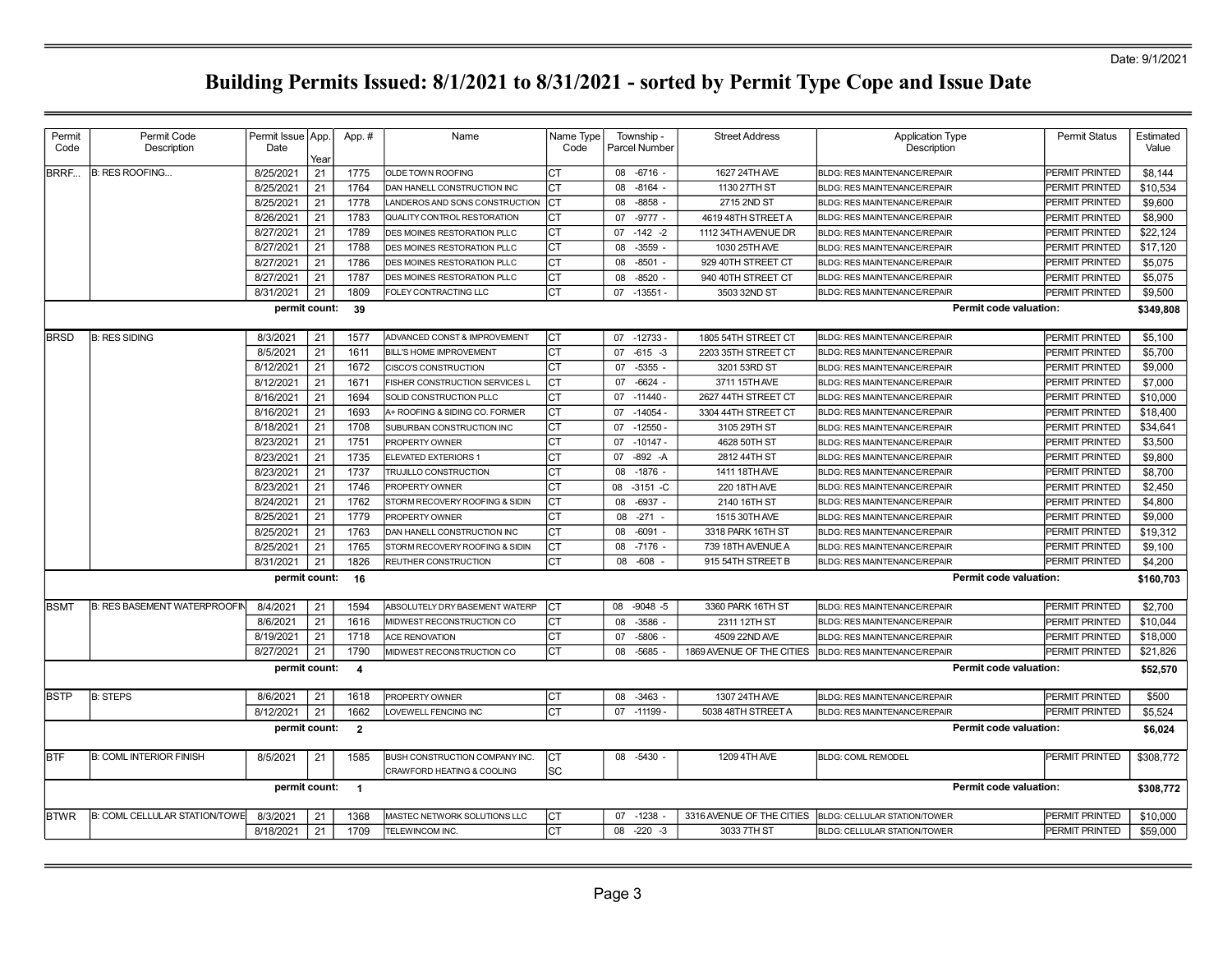Date: 9/1/2021

# Building Permits Issued: 8/1/2021 to 8/31/2021 - sorted by Permit Type Cope and Issue Date

| Permit Code | Permit Code Description | Permit Issue Date | App. Year | App. # | Name | Name Type Code | Township - Parcel Number | Street Address | Application Type Description | Permit Status | Estimated Value |
|---|---|---|---|---|---|---|---|---|---|---|---|
| BRRF... | B: RES ROOFING... | 8/25/2021 | 21 | 1775 | OLDE TOWN ROOFING | CT | 08 -6716 - | 1627 24TH AVE | BLDG: RES MAINTENANCE/REPAIR | PERMIT PRINTED | $8,144 |
| | | 8/25/2021 | 21 | 1764 | DAN HANELL CONSTRUCTION INC | CT | 08 -8164 - | 1130 27TH ST | BLDG: RES MAINTENANCE/REPAIR | PERMIT PRINTED | $10,534 |
| | | 8/25/2021 | 21 | 1778 | LANDEROS AND SONS CONSTRUCTION | CT | 08 -8858 - | 2715 2ND ST | BLDG: RES MAINTENANCE/REPAIR | PERMIT PRINTED | $9,600 |
| | | 8/26/2021 | 21 | 1783 | QUALITY CONTROL RESTORATION | CT | 07 -9777 - | 4619 48TH STREET A | BLDG: RES MAINTENANCE/REPAIR | PERMIT PRINTED | $8,900 |
| | | 8/27/2021 | 21 | 1789 | DES MOINES RESTORATION PLLC | CT | 07 -142 -2 | 1112 34TH AVENUE DR | BLDG: RES MAINTENANCE/REPAIR | PERMIT PRINTED | $22,124 |
| | | 8/27/2021 | 21 | 1788 | DES MOINES RESTORATION PLLC | CT | 08 -3559 - | 1030 25TH AVE | BLDG: RES MAINTENANCE/REPAIR | PERMIT PRINTED | $17,120 |
| | | 8/27/2021 | 21 | 1786 | DES MOINES RESTORATION PLLC | CT | 08 -8501 - | 929 40TH STREET CT | BLDG: RES MAINTENANCE/REPAIR | PERMIT PRINTED | $5,075 |
| | | 8/27/2021 | 21 | 1787 | DES MOINES RESTORATION PLLC | CT | 08 -8520 - | 940 40TH STREET CT | BLDG: RES MAINTENANCE/REPAIR | PERMIT PRINTED | $5,075 |
| | | 8/31/2021 | 21 | 1809 | FOLEY CONTRACTING LLC | CT | 07 -13551 - | 3503 32ND ST | BLDG: RES MAINTENANCE/REPAIR | PERMIT PRINTED | $9,500 |
| | | **permit count:** | | **39** | | | | | **Permit code valuation:** | | **$349,808** |
| BRSD | B: RES SIDING | 8/3/2021 | 21 | 1577 | ADVANCED CONST & IMPROVEMENT | CT | 07 -12733 - | 1805 54TH STREET CT | BLDG: RES MAINTENANCE/REPAIR | PERMIT PRINTED | $5,100 |
| | | 8/5/2021 | 21 | 1611 | BILL'S HOME IMPROVEMENT | CT | 07 -615 -3 | 2203 35TH STREET CT | BLDG: RES MAINTENANCE/REPAIR | PERMIT PRINTED | $5,700 |
| | | 8/12/2021 | 21 | 1672 | CISCO'S CONSTRUCTION | CT | 07 -5355 - | 3201 53RD ST | BLDG: RES MAINTENANCE/REPAIR | PERMIT PRINTED | $9,000 |
| | | 8/12/2021 | 21 | 1671 | FISHER CONSTRUCTION SERVICES L | CT | 07 -6624 - | 3711 15TH AVE | BLDG: RES MAINTENANCE/REPAIR | PERMIT PRINTED | $7,000 |
| | | 8/16/2021 | 21 | 1694 | SOLID CONSTRUCTION PLLC | CT | 07 -11440 - | 2627 44TH STREET CT | BLDG: RES MAINTENANCE/REPAIR | PERMIT PRINTED | $10,000 |
| | | 8/16/2021 | 21 | 1693 | A+ ROOFING & SIDING CO. FORMER | CT | 07 -14054 - | 3304 44TH STREET CT | BLDG: RES MAINTENANCE/REPAIR | PERMIT PRINTED | $18,400 |
| | | 8/18/2021 | 21 | 1708 | SUBURBAN CONSTRUCTION INC | CT | 07 -12550 - | 3105 29TH ST | BLDG: RES MAINTENANCE/REPAIR | PERMIT PRINTED | $34,641 |
| | | 8/23/2021 | 21 | 1751 | PROPERTY OWNER | CT | 07 -10147 - | 4628 50TH ST | BLDG: RES MAINTENANCE/REPAIR | PERMIT PRINTED | $3,500 |
| | | 8/23/2021 | 21 | 1735 | ELEVATED EXTERIORS 1 | CT | 07 -892 -A | 2812 44TH ST | BLDG: RES MAINTENANCE/REPAIR | PERMIT PRINTED | $9,800 |
| | | 8/23/2021 | 21 | 1737 | TRUJILLO CONSTRUCTION | CT | 08 -1876 - | 1411 18TH AVE | BLDG: RES MAINTENANCE/REPAIR | PERMIT PRINTED | $8,700 |
| | | 8/23/2021 | 21 | 1746 | PROPERTY OWNER | CT | 08 -3151 -C | 220 18TH AVE | BLDG: RES MAINTENANCE/REPAIR | PERMIT PRINTED | $2,450 |
| | | 8/24/2021 | 21 | 1762 | STORM RECOVERY ROOFING & SIDIN | CT | 08 -6937 - | 2140 16TH ST | BLDG: RES MAINTENANCE/REPAIR | PERMIT PRINTED | $4,800 |
| | | 8/25/2021 | 21 | 1779 | PROPERTY OWNER | CT | 08 -271 - | 1515 30TH AVE | BLDG: RES MAINTENANCE/REPAIR | PERMIT PRINTED | $9,000 |
| | | 8/25/2021 | 21 | 1763 | DAN HANELL CONSTRUCTION INC | CT | 08 -6091 - | 3318 PARK 16TH ST | BLDG: RES MAINTENANCE/REPAIR | PERMIT PRINTED | $19,312 |
| | | 8/25/2021 | 21 | 1765 | STORM RECOVERY ROOFING & SIDIN | CT | 08 -7176 - | 739 18TH AVENUE A | BLDG: RES MAINTENANCE/REPAIR | PERMIT PRINTED | $9,100 |
| | | 8/31/2021 | 21 | 1826 | REUTHER CONSTRUCTION | CT | 08 -608 - | 915 54TH STREET B | BLDG: RES MAINTENANCE/REPAIR | PERMIT PRINTED | $4,200 |
| | | **permit count:** | | **16** | | | | | **Permit code valuation:** | | **$160,703** |
| BSMT | B: RES BASEMENT WATERPROOFIN | 8/4/2021 | 21 | 1594 | ABSOLUTELY DRY BASEMENT WATERP | CT | 08 -9048 -5 | 3360 PARK 16TH ST | BLDG: RES MAINTENANCE/REPAIR | PERMIT PRINTED | $2,700 |
| | | 8/6/2021 | 21 | 1616 | MIDWEST RECONSTRUCTION CO | CT | 08 -3586 - | 2311 12TH ST | BLDG: RES MAINTENANCE/REPAIR | PERMIT PRINTED | $10,044 |
| | | 8/19/2021 | 21 | 1718 | ACE RENOVATION | CT | 07 -5806 - | 4509 22ND AVE | BLDG: RES MAINTENANCE/REPAIR | PERMIT PRINTED | $18,000 |
| | | 8/27/2021 | 21 | 1790 | MIDWEST RECONSTRUCTION CO | CT | 08 -5685 - | 1869 AVENUE OF THE CITIES | BLDG: RES MAINTENANCE/REPAIR | PERMIT PRINTED | $21,826 |
| | | **permit count:** | | **4** | | | | | **Permit code valuation:** | | **$52,570** |
| BSTP | B: STEPS | 8/6/2021 | 21 | 1618 | PROPERTY OWNER | CT | 08 -3463 - | 1307 24TH AVE | BLDG: RES MAINTENANCE/REPAIR | PERMIT PRINTED | $500 |
| | | 8/12/2021 | 21 | 1662 | LOVEWELL FENCING INC | CT | 07 -11199 - | 5038 48TH STREET A | BLDG: RES MAINTENANCE/REPAIR | PERMIT PRINTED | $5,524 |
| | | **permit count:** | | **2** | | | | | **Permit code valuation:** | | **$6,024** |
| BTF | B: COML INTERIOR FINISH | 8/5/2021 | 21 | 1585 | BUSH CONSTRUCTION COMPANY INC. | CT | 08 -5430 - | 1209 4TH AVE | BLDG: COML REMODEL | PERMIT PRINTED | $308,772 |
| | | | | | CRAWFORD HEATING & COOLING | SC | | | | | |
| | | **permit count:** | | **1** | | | | | **Permit code valuation:** | | **$308,772** |
| BTWR | B: COML CELLULAR STATION/TOWE | 8/3/2021 | 21 | 1368 | MASTEC NETWORK SOLUTIONS LLC | CT | 07 -1238 - | 3316 AVENUE OF THE CITIES | BLDG: CELLULAR STATION/TOWER | PERMIT PRINTED | $10,000 |
| | | 8/18/2021 | 21 | 1709 | TELEWINCOM INC. | CT | 08 -220 -3 | 3033 7TH ST | BLDG: CELLULAR STATION/TOWER | PERMIT PRINTED | $59,000 |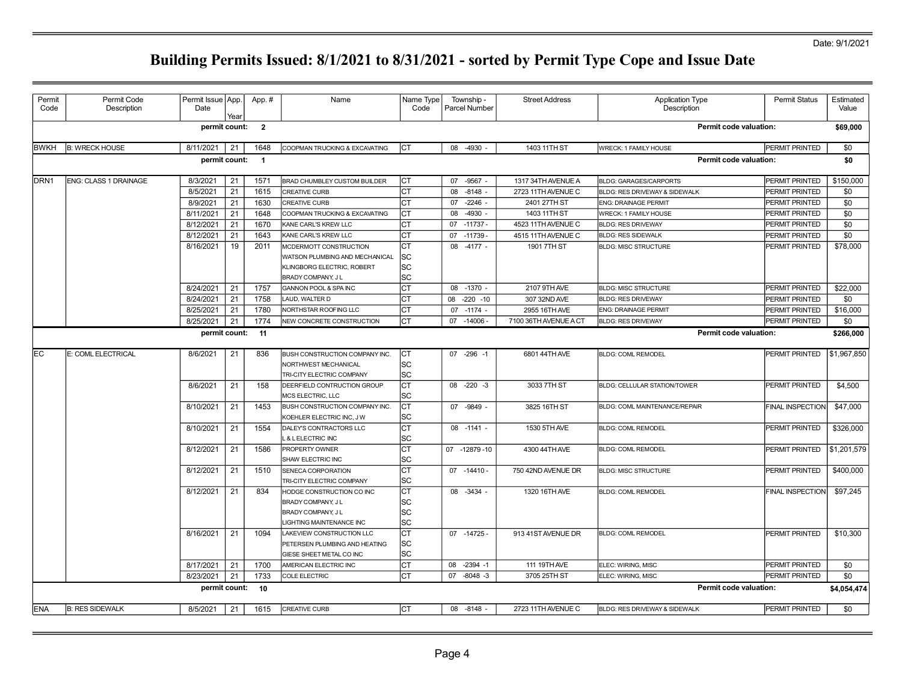Date: 9/1/2021

# Building Permits Issued: 8/1/2021 to 8/31/2021 - sorted by Permit Type Cope and Issue Date

| Permit Code | Permit Code Description | Permit Issue Date | App. Year | App. # | Name | Name Type Code | Township - Parcel Number | Street Address | Application Type Description | Permit Status | Estimated Value |
|---|---|---|---|---|---|---|---|---|---|---|---|
| | | permit count: | | 2 | | | | | Permit code valuation: | | $69,000 |
| BWKH | B: WRECK HOUSE | 8/11/2021 | 21 | 1648 | COOPMAN TRUCKING & EXCAVATING | CT | 08 -4930 - | 1403 11TH ST | WRECK: 1 FAMILY HOUSE | PERMIT PRINTED | $0 |
| | | permit count: | | 1 | | | | | Permit code valuation: | | $0 |
| DRN1 | ENG: CLASS 1 DRAINAGE | 8/3/2021 | 21 | 1571 | BRAD CHUMBLEY CUSTOM BUILDER | CT | 07 -9567 - | 1317 34TH AVENUE A | BLDG: GARAGES/CARPORTS | PERMIT PRINTED | $150,000 |
| | | 8/5/2021 | 21 | 1615 | CREATIVE CURB | CT | 08 -8148 - | 2723 11TH AVENUE C | BLDG: RES DRIVEWAY & SIDEWALK | PERMIT PRINTED | $0 |
| | | 8/9/2021 | 21 | 1630 | CREATIVE CURB | CT | 07 -2246 - | 2401 27TH ST | ENG: DRAINAGE PERMIT | PERMIT PRINTED | $0 |
| | | 8/11/2021 | 21 | 1648 | COOPMAN TRUCKING & EXCAVATING | CT | 08 -4930 - | 1403 11TH ST | WRECK: 1 FAMILY HOUSE | PERMIT PRINTED | $0 |
| | | 8/12/2021 | 21 | 1670 | KANE CARL'S KREW LLC | CT | 07 -11737 - | 4523 11TH AVENUE C | BLDG: RES DRIVEWAY | PERMIT PRINTED | $0 |
| | | 8/12/2021 | 21 | 1643 | KANE CARL'S KREW LLC | CT | 07 -11739 - | 4515 11TH AVENUE C | BLDG: RES SIDEWALK | PERMIT PRINTED | $0 |
| | | 8/16/2021 | 19 | 2011 | MCDERMOTT CONSTRUCTION | CT | 08 -4177 - | 1901 7TH ST | BLDG: MISC STRUCTURE | PERMIT PRINTED | $78,000 |
| | | | | | WATSON PLUMBING AND MECHANICAL | SC | | | | | |
| | | | | | KLINGBORG ELECTRIC, ROBERT | SC | | | | | |
| | | | | | BRADY COMPANY, J L | SC | | | | | |
| | | 8/24/2021 | 21 | 1757 | GANNON POOL & SPA INC | CT | 08 -1370 - | 2107 9TH AVE | BLDG: MISC STRUCTURE | PERMIT PRINTED | $22,000 |
| | | 8/24/2021 | 21 | 1758 | LAUD, WALTER D | CT | 08 -220 -10 | 307 32ND AVE | BLDG: RES DRIVEWAY | PERMIT PRINTED | $0 |
| | | 8/25/2021 | 21 | 1780 | NORTHSTAR ROOFING LLC | CT | 07 -1174 - | 2955 16TH AVE | ENG: DRAINAGE PERMIT | PERMIT PRINTED | $16,000 |
| | | 8/25/2021 | 21 | 1774 | NEW CONCRETE CONSTRUCTION | CT | 07 -14006 - | 7100 36TH AVENUE A CT | BLDG: RES DRIVEWAY | PERMIT PRINTED | $0 |
| | | permit count: | | 11 | | | | | Permit code valuation: | | $266,000 |
| EC | E: COML ELECTRICAL | 8/6/2021 | 21 | 836 | BUSH CONSTRUCTION COMPANY INC. | CT | 07 -296 -1 | 6801 44TH AVE | BLDG: COML REMODEL | PERMIT PRINTED | $1,967,850 |
| | | | | | NORTHWEST MECHANICAL | SC | | | | | |
| | | | | | TRI-CITY ELECTRIC COMPANY | SC | | | | | |
| | | 8/6/2021 | 21 | 158 | DEERFIELD CONTRUCTION GROUP | CT | 08 -220 -3 | 3033 7TH ST | BLDG: CELLULAR STATION/TOWER | PERMIT PRINTED | $4,500 |
| | | | | | MCS ELECTRIC, LLC | SC | | | | | |
| | | 8/10/2021 | 21 | 1453 | BUSH CONSTRUCTION COMPANY INC. | CT | 07 -9849 - | 3825 16TH ST | BLDG: COML MAINTENANCE/REPAIR | FINAL INSPECTION | $47,000 |
| | | | | | KOEHLER ELECTRIC INC, J W | SC | | | | | |
| | | 8/10/2021 | 21 | 1554 | DALEY'S CONTRACTORS LLC | CT | 08 -1141 - | 1530 5TH AVE | BLDG: COML REMODEL | PERMIT PRINTED | $326,000 |
| | | | | | L & L ELECTRIC INC | SC | | | | | |
| | | 8/12/2021 | 21 | 1586 | PROPERTY OWNER | CT | 07 -12879 -10 | 4300 44TH AVE | BLDG: COML REMODEL | PERMIT PRINTED | $1,201,579 |
| | | | | | SHAW ELECTRIC INC | SC | | | | | |
| | | 8/12/2021 | 21 | 1510 | SENECA CORPORATION | CT | 07 -14410 - | 750 42ND AVENUE DR | BLDG: MISC STRUCTURE | PERMIT PRINTED | $400,000 |
| | | | | | TRI-CITY ELECTRIC COMPANY | SC | | | | | |
| | | 8/12/2021 | 21 | 834 | HODGE CONSTRUCTION CO INC | CT | 08 -3434 - | 1320 16TH AVE | BLDG: COML REMODEL | FINAL INSPECTION | $97,245 |
| | | | | | BRADY COMPANY, J L | SC | | | | | |
| | | | | | BRADY COMPANY, J L | SC | | | | | |
| | | | | | LIGHTING MAINTENANCE INC | SC | | | | | |
| | | 8/16/2021 | 21 | 1094 | LAKEVIEW CONSTRUCTION LLC | CT | 07 -14725 - | 913 41ST AVENUE DR | BLDG: COML REMODEL | PERMIT PRINTED | $10,300 |
| | | | | | PETERSEN PLUMBING AND HEATING | SC | | | | | |
| | | | | | GIESE SHEET METAL CO INC | SC | | | | | |
| | | 8/17/2021 | 21 | 1700 | AMERICAN ELECTRIC INC | CT | 08 -2394 -1 | 111 19TH AVE | ELEC: WIRING, MISC | PERMIT PRINTED | $0 |
| | | 8/23/2021 | 21 | 1733 | COLE ELECTRIC | CT | 07 -8048 -3 | 3705 25TH ST | ELEC: WIRING, MISC | PERMIT PRINTED | $0 |
| | | permit count: | | 10 | | | | | Permit code valuation: | | $4,054,474 |
| ENA | B: RES SIDEWALK | 8/5/2021 | 21 | 1615 | CREATIVE CURB | CT | 08 -8148 - | 2723 11TH AVENUE C | BLDG: RES DRIVEWAY & SIDEWALK | PERMIT PRINTED | $0 |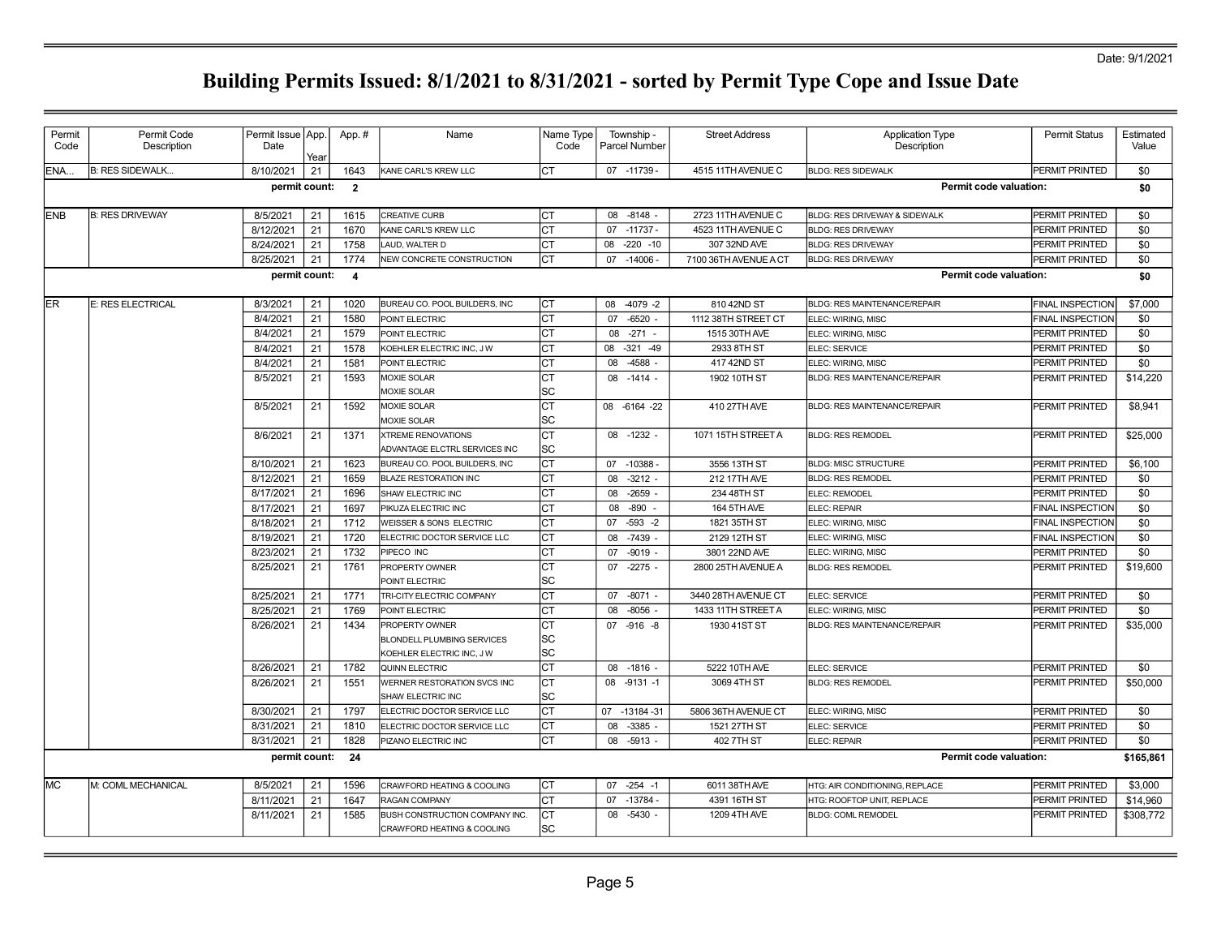Date: 9/1/2021

# Building Permits Issued: 8/1/2021 to 8/31/2021 - sorted by Permit Type Cope and Issue Date

| Permit Code | Permit Code Description | Permit Issue Date | App. Year | App. # | Name | Name Type Code | Township - Parcel Number | Street Address | Application Type Description | Permit Status | Estimated Value |
|---|---|---|---|---|---|---|---|---|---|---|---|
| ENA... | B: RES SIDEWALK... | 8/10/2021 | 21 | 1643 | KANE CARL'S KREW LLC | CT | 07 -11739 - | 4515 11TH AVENUE C | BLDG: RES SIDEWALK | PERMIT PRINTED | $0 |
| | | permit count: | | 2 | | | | | Permit code valuation: | | $0 |
| ENB | B: RES DRIVEWAY | 8/5/2021 | 21 | 1615 | CREATIVE CURB | CT | 08 -8148 - | 2723 11TH AVENUE C | BLDG: RES DRIVEWAY & SIDEWALK | PERMIT PRINTED | $0 |
| | | 8/12/2021 | 21 | 1670 | KANE CARL'S KREW LLC | CT | 07 -11737 - | 4523 11TH AVENUE C | BLDG: RES DRIVEWAY | PERMIT PRINTED | $0 |
| | | 8/24/2021 | 21 | 1758 | LAUD, WALTER D | CT | 08 -220 -10 | 307 32ND AVE | BLDG: RES DRIVEWAY | PERMIT PRINTED | $0 |
| | | 8/25/2021 | 21 | 1774 | NEW CONCRETE CONSTRUCTION | CT | 07 -14006 - | 7100 36TH AVENUE A CT | BLDG: RES DRIVEWAY | PERMIT PRINTED | $0 |
| | | permit count: | | 4 | | | | | Permit code valuation: | | $0 |
| ER | E: RES ELECTRICAL | 8/3/2021 | 21 | 1020 | BUREAU CO. POOL BUILDERS, INC | CT | 08 -4079 -2 | 810 42ND ST | BLDG: RES MAINTENANCE/REPAIR | FINAL INSPECTION | $7,000 |
| | | 8/4/2021 | 21 | 1580 | POINT ELECTRIC | CT | 07 -6520 - | 1112 38TH STREET CT | ELEC: WIRING, MISC | FINAL INSPECTION | $0 |
| | | 8/4/2021 | 21 | 1579 | POINT ELECTRIC | CT | 08 -271 - | 1515 30TH AVE | ELEC: WIRING, MISC | PERMIT PRINTED | $0 |
| | | 8/4/2021 | 21 | 1578 | KOEHLER ELECTRIC INC, J W | CT | 08 -321 -49 | 2933 8TH ST | ELEC: SERVICE | PERMIT PRINTED | $0 |
| | | 8/4/2021 | 21 | 1581 | POINT ELECTRIC | CT | 08 -4588 - | 417 42ND ST | ELEC: WIRING, MISC | PERMIT PRINTED | $0 |
| | | 8/5/2021 | 21 | 1593 | MOXIE SOLAR<br>MOXIE SOLAR | CT<br>SC | 08 -1414 - | 1902 10TH ST | BLDG: RES MAINTENANCE/REPAIR | PERMIT PRINTED | $14,220 |
| | | 8/5/2021 | 21 | 1592 | MOXIE SOLAR<br>MOXIE SOLAR | CT<br>SC | 08 -6164 -22 | 410 27TH AVE | BLDG: RES MAINTENANCE/REPAIR | PERMIT PRINTED | $8,941 |
| | | 8/6/2021 | 21 | 1371 | XTREME RENOVATIONS<br>ADVANTAGE ELCTRL SERVICES INC | CT<br>SC | 08 -1232 - | 1071 15TH STREET A | BLDG: RES REMODEL | PERMIT PRINTED | $25,000 |
| | | 8/10/2021 | 21 | 1623 | BUREAU CO. POOL BUILDERS, INC | CT | 07 -10388 - | 3556 13TH ST | BLDG: MISC STRUCTURE | PERMIT PRINTED | $6,100 |
| | | 8/12/2021 | 21 | 1659 | BLAZE RESTORATION INC | CT | 08 -3212 - | 212 17TH AVE | BLDG: RES REMODEL | PERMIT PRINTED | $0 |
| | | 8/17/2021 | 21 | 1696 | SHAW ELECTRIC INC | CT | 08 -2659 - | 234 48TH ST | ELEC: REMODEL | PERMIT PRINTED | $0 |
| | | 8/17/2021 | 21 | 1697 | PIKUZA ELECTRIC INC | CT | 08 -890 - | 164 5TH AVE | ELEC: REPAIR | FINAL INSPECTION | $0 |
| | | 8/18/2021 | 21 | 1712 | WEISSER & SONS ELECTRIC | CT | 07 -593 -2 | 1821 35TH ST | ELEC: WIRING, MISC | FINAL INSPECTION | $0 |
| | | 8/19/2021 | 21 | 1720 | ELECTRIC DOCTOR SERVICE LLC | CT | 08 -7439 - | 2129 12TH ST | ELEC: WIRING, MISC | FINAL INSPECTION | $0 |
| | | 8/23/2021 | 21 | 1732 | PIPECO INC | CT | 07 -9019 - | 3801 22ND AVE | ELEC: WIRING, MISC | PERMIT PRINTED | $0 |
| | | 8/25/2021 | 21 | 1761 | PROPERTY OWNER<br>POINT ELECTRIC | CT<br>SC | 07 -2275 - | 2800 25TH AVENUE A | BLDG: RES REMODEL | PERMIT PRINTED | $19,600 |
| | | 8/25/2021 | 21 | 1771 | TRI-CITY ELECTRIC COMPANY | CT | 07 -8071 - | 3440 28TH AVENUE CT | ELEC: SERVICE | PERMIT PRINTED | $0 |
| | | 8/25/2021 | 21 | 1769 | POINT ELECTRIC | CT | 08 -8056 - | 1433 11TH STREET A | ELEC: WIRING, MISC | PERMIT PRINTED | $0 |
| | | 8/26/2021 | 21 | 1434 | PROPERTY OWNER<br>BLONDELL PLUMBING SERVICES<br>KOEHLER ELECTRIC INC, J W | CT<br>SC<br>SC | 07 -916 -8 | 1930 41ST ST | BLDG: RES MAINTENANCE/REPAIR | PERMIT PRINTED | $35,000 |
| | | 8/26/2021 | 21 | 1782 | QUINN ELECTRIC | CT | 08 -1816 - | 5222 10TH AVE | ELEC: SERVICE | PERMIT PRINTED | $0 |
| | | 8/26/2021 | 21 | 1551 | WERNER RESTORATION SVCS INC<br>SHAW ELECTRIC INC | CT<br>SC | 08 -9131 -1 | 3069 4TH ST | BLDG: RES REMODEL | PERMIT PRINTED | $50,000 |
| | | 8/30/2021 | 21 | 1797 | ELECTRIC DOCTOR SERVICE LLC | CT | 07 -13184 -31 | 5806 36TH AVENUE CT | ELEC: WIRING, MISC | PERMIT PRINTED | $0 |
| | | 8/31/2021 | 21 | 1810 | ELECTRIC DOCTOR SERVICE LLC | CT | 08 -3385 - | 1521 27TH ST | ELEC: SERVICE | PERMIT PRINTED | $0 |
| | | 8/31/2021 | 21 | 1828 | PIZANO ELECTRIC INC | CT | 08 -5913 - | 402 7TH ST | ELEC: REPAIR | PERMIT PRINTED | $0 |
| | | permit count: | | 24 | | | | | Permit code valuation: | | $165,861 |
| MC | M: COML MECHANICAL | 8/5/2021 | 21 | 1596 | CRAWFORD HEATING & COOLING | CT | 07 -254 -1 | 6011 38TH AVE | HTG: AIR CONDITIONING, REPLACE | PERMIT PRINTED | $3,000 |
| | | 8/11/2021 | 21 | 1647 | RAGAN COMPANY | CT | 07 -13784 - | 4391 16TH ST | HTG: ROOFTOP UNIT, REPLACE | PERMIT PRINTED | $14,960 |
| | | 8/11/2021 | 21 | 1585 | BUSH CONSTRUCTION COMPANY INC.<br>CRAWFORD HEATING & COOLING | CT<br>SC | 08 -5430 - | 1209 4TH AVE | BLDG: COML REMODEL | PERMIT PRINTED | $308,772 |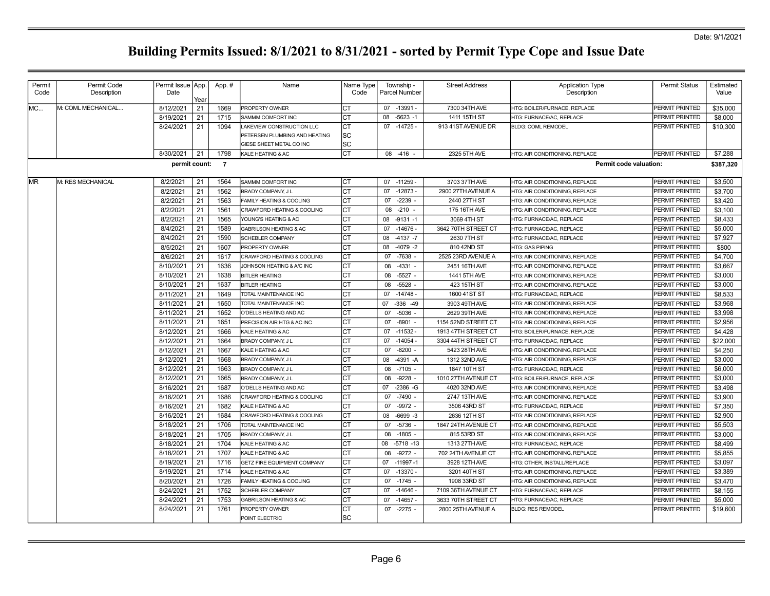Date: 9/1/2021

# Building Permits Issued: 8/1/2021 to 8/31/2021 - sorted by Permit Type Cope and Issue Date

| Permit Code | Permit Code Description | Permit Issue Date | App. Year | App. # | Name | Name Type Code | Township - Parcel Number | Street Address | Application Type Description | Permit Status | Estimated Value |
|---|---|---|---|---|---|---|---|---|---|---|---|
| MC... | M: COML MECHANICAL... | 8/12/2021 | 21 | 1669 | PROPERTY OWNER | CT | 07 -13991 - | 7300 34TH AVE | HTG: BOILER/FURNACE, REPLACE | PERMIT PRINTED | $35,000 |
| | | 8/19/2021 | 21 | 1715 | SAMMM COMFORT INC | CT | 08 -5623 -1 | 1411 15TH ST | HTG: FURNACE/AC, REPLACE | PERMIT PRINTED | $8,000 |
| | | 8/24/2021 | 21 | 1094 | LAKEVIEW CONSTRUCTION LLC | CT | 07 -14725 - | 913 41ST AVENUE DR | BLDG: COML REMODEL | PERMIT PRINTED | $10,300 |
| | | | | | PETERSEN PLUMBING AND HEATING | SC | | | | | |
| | | | | | GIESE SHEET METAL CO INC | SC | | | | | |
| | | 8/30/2021 | 21 | 1798 | KALE HEATING & AC | CT | 08 -416 - | 2325 5TH AVE | HTG: AIR CONDITIONING, REPLACE | PERMIT PRINTED | $7,288 |
| | | permit count: | | 7 | | | | | Permit code valuation: | | $387,320 |
| MR | M: RES MECHANICAL | 8/2/2021 | 21 | 1564 | SAMMM COMFORT INC | CT | 07 -11259 - | 3703 37TH AVE | HTG: AIR CONDITIONING, REPLACE | PERMIT PRINTED | $3,500 |
| | | 8/2/2021 | 21 | 1562 | BRADY COMPANY, J L | CT | 07 -12873 - | 2900 27TH AVENUE A | HTG: AIR CONDITIONING, REPLACE | PERMIT PRINTED | $3,700 |
| | | 8/2/2021 | 21 | 1563 | FAMILY HEATING & COOLING | CT | 07 -2239 - | 2440 27TH ST | HTG: AIR CONDITIONING, REPLACE | PERMIT PRINTED | $3,420 |
| | | 8/2/2021 | 21 | 1561 | CRAWFORD HEATING & COOLING | CT | 08 -210 - | 175 16TH AVE | HTG: AIR CONDITIONING, REPLACE | PERMIT PRINTED | $3,100 |
| | | 8/2/2021 | 21 | 1565 | YOUNG'S HEATING & AC | CT | 08 -9131 -1 | 3069 4TH ST | HTG: FURNACE/AC, REPLACE | PERMIT PRINTED | $8,433 |
| | | 8/4/2021 | 21 | 1589 | GABRILSON HEATING & AC | CT | 07 -14676 - | 3642 70TH STREET CT | HTG: FURNACE/AC, REPLACE | PERMIT PRINTED | $5,000 |
| | | 8/4/2021 | 21 | 1590 | SCHEBLER COMPANY | CT | 08 -4137 -7 | 2630 7TH ST | HTG: FURNACE/AC, REPLACE | PERMIT PRINTED | $7,927 |
| | | 8/5/2021 | 21 | 1607 | PROPERTY OWNER | CT | 08 -4079 -2 | 810 42ND ST | HTG: GAS PIPING | PERMIT PRINTED | $800 |
| | | 8/6/2021 | 21 | 1617 | CRAWFORD HEATING & COOLING | CT | 07 -7638 - | 2525 23RD AVENUE A | HTG: AIR CONDITIONING, REPLACE | PERMIT PRINTED | $4,700 |
| | | 8/10/2021 | 21 | 1636 | JOHNSON HEATING & A/C INC | CT | 08 -4331 - | 2451 16TH AVE | HTG: AIR CONDITIONING, REPLACE | PERMIT PRINTED | $3,667 |
| | | 8/10/2021 | 21 | 1638 | BITLER HEATING | CT | 08 -5527 - | 1441 5TH AVE | HTG: AIR CONDITIONING, REPLACE | PERMIT PRINTED | $3,000 |
| | | 8/10/2021 | 21 | 1637 | BITLER HEATING | CT | 08 -5528 - | 423 15TH ST | HTG: AIR CONDITIONING, REPLACE | PERMIT PRINTED | $3,000 |
| | | 8/11/2021 | 21 | 1649 | TOTAL MAINTENANCE INC | CT | 07 -14748 - | 1600 41ST ST | HTG: FURNACE/AC, REPLACE | PERMIT PRINTED | $8,533 |
| | | 8/11/2021 | 21 | 1650 | TOTAL MAINTENANCE INC | CT | 07 -336 -49 | 3903 49TH AVE | HTG: AIR CONDITIONING, REPLACE | PERMIT PRINTED | $3,968 |
| | | 8/11/2021 | 21 | 1652 | O'DELLS HEATING AND AC | CT | 07 -5036 - | 2629 39TH AVE | HTG: AIR CONDITIONING, REPLACE | PERMIT PRINTED | $3,998 |
| | | 8/11/2021 | 21 | 1651 | PRECISION AIR HTG & AC INC | CT | 07 -8901 - | 1154 52ND STREET CT | HTG: AIR CONDITIONING, REPLACE | PERMIT PRINTED | $2,956 |
| | | 8/12/2021 | 21 | 1666 | KALE HEATING & AC | CT | 07 -11532 - | 1913 47TH STREET CT | HTG: BOILER/FURNACE, REPLACE | PERMIT PRINTED | $4,428 |
| | | 8/12/2021 | 21 | 1664 | BRADY COMPANY, J L | CT | 07 -14054 - | 3304 44TH STREET CT | HTG: FURNACE/AC, REPLACE | PERMIT PRINTED | $22,000 |
| | | 8/12/2021 | 21 | 1667 | KALE HEATING & AC | CT | 07 -8200 - | 5423 28TH AVE | HTG: AIR CONDITIONING, REPLACE | PERMIT PRINTED | $4,250 |
| | | 8/12/2021 | 21 | 1668 | BRADY COMPANY, J L | CT | 08 -4391 -A | 1312 32ND AVE | HTG: AIR CONDITIONING, REPLACE | PERMIT PRINTED | $3,000 |
| | | 8/12/2021 | 21 | 1663 | BRADY COMPANY, J L | CT | 08 -7105 - | 1847 10TH ST | HTG: FURNACE/AC, REPLACE | PERMIT PRINTED | $6,000 |
| | | 8/12/2021 | 21 | 1665 | BRADY COMPANY, J L | CT | 08 -9228 - | 1010 27TH AVENUE CT | HTG: BOILER/FURNACE, REPLACE | PERMIT PRINTED | $3,000 |
| | | 8/16/2021 | 21 | 1687 | O'DELLS HEATING AND AC | CT | 07 -2386 -G | 4020 32ND AVE | HTG: AIR CONDITIONING, REPLACE | PERMIT PRINTED | $3,498 |
| | | 8/16/2021 | 21 | 1686 | CRAWFORD HEATING & COOLING | CT | 07 -7490 - | 2747 13TH AVE | HTG: AIR CONDITIONING, REPLACE | PERMIT PRINTED | $3,900 |
| | | 8/16/2021 | 21 | 1682 | KALE HEATING & AC | CT | 07 -9972 - | 3506 43RD ST | HTG: FURNACE/AC, REPLACE | PERMIT PRINTED | $7,350 |
| | | 8/16/2021 | 21 | 1684 | CRAWFORD HEATING & COOLING | CT | 08 -6699 -3 | 2636 12TH ST | HTG: AIR CONDITIONING, REPLACE | PERMIT PRINTED | $2,900 |
| | | 8/18/2021 | 21 | 1706 | TOTAL MAINTENANCE INC | CT | 07 -5736 - | 1847 24TH AVENUE CT | HTG: AIR CONDITIONING, REPLACE | PERMIT PRINTED | $5,503 |
| | | 8/18/2021 | 21 | 1705 | BRADY COMPANY, J L | CT | 08 -1805 - | 815 53RD ST | HTG: AIR CONDITIONING, REPLACE | PERMIT PRINTED | $3,000 |
| | | 8/18/2021 | 21 | 1704 | KALE HEATING & AC | CT | 08 -5718 -13 | 1313 27TH AVE | HTG: FURNACE/AC, REPLACE | PERMIT PRINTED | $8,499 |
| | | 8/18/2021 | 21 | 1707 | KALE HEATING & AC | CT | 08 -9272 - | 702 24TH AVENUE CT | HTG: AIR CONDITIONING, REPLACE | PERMIT PRINTED | $5,855 |
| | | 8/19/2021 | 21 | 1716 | GETZ FIRE EQUIPMENT COMPANY | CT | 07 -11997 -1 | 3928 12TH AVE | HTG: OTHER, INSTALL/REPLACE | PERMIT PRINTED | $3,097 |
| | | 8/19/2021 | 21 | 1714 | KALE HEATING & AC | CT | 07 -13370 - | 3201 40TH ST | HTG: AIR CONDITIONING, REPLACE | PERMIT PRINTED | $3,389 |
| | | 8/20/2021 | 21 | 1726 | FAMILY HEATING & COOLING | CT | 07 -1745 - | 1908 33RD ST | HTG: AIR CONDITIONING, REPLACE | PERMIT PRINTED | $3,470 |
| | | 8/24/2021 | 21 | 1752 | SCHEBLER COMPANY | CT | 07 -14646 - | 7109 36TH AVENUE CT | HTG: FURNACE/AC, REPLACE | PERMIT PRINTED | $8,155 |
| | | 8/24/2021 | 21 | 1753 | GABRILSON HEATING & AC | CT | 07 -14657 - | 3633 70TH STREET CT | HTG: FURNACE/AC, REPLACE | PERMIT PRINTED | $5,000 |
| | | 8/24/2021 | 21 | 1761 | PROPERTY OWNER | CT | 07 -2275 - | 2800 25TH AVENUE A | BLDG: RES REMODEL | PERMIT PRINTED | $19,600 |
| | | | | | POINT ELECTRIC | SC | | | | | |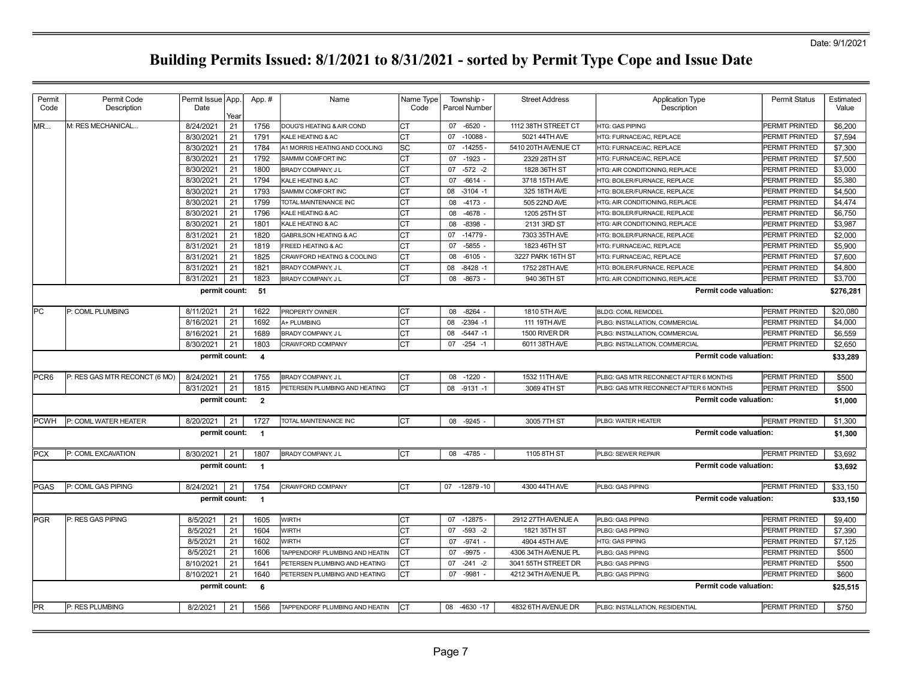Date: 9/1/2021

# Building Permits Issued: 8/1/2021 to 8/31/2021 - sorted by Permit Type Cope and Issue Date

| Permit Code | Permit Code Description | Permit Issue Date | App. Year | App. # | Name | Name Type Code | Township - Parcel Number | Street Address | Application Type Description | Permit Status | Estimated Value |
|---|---|---|---|---|---|---|---|---|---|---|---|
| MR... | M: RES MECHANICAL... | 8/24/2021 | 21 | 1756 | DOUG'S HEATING & AIR COND | CT | 07 -6520 - | 1112 38TH STREET CT | HTG: GAS PIPING | PERMIT PRINTED | $6,200 |
| | | 8/30/2021 | 21 | 1791 | KALE HEATING & AC | CT | 07 -10088 - | 5021 44TH AVE | HTG: FURNACE/AC, REPLACE | PERMIT PRINTED | $7,594 |
| | | 8/30/2021 | 21 | 1784 | A1 MORRIS HEATING AND COOLING | SC | 07 -14255 - | 5410 20TH AVENUE CT | HTG: FURNACE/AC, REPLACE | PERMIT PRINTED | $7,300 |
| | | 8/30/2021 | 21 | 1792 | SAMMM COMFORT INC | CT | 07 -1923 - | 2329 28TH ST | HTG: FURNACE/AC, REPLACE | PERMIT PRINTED | $7,500 |
| | | 8/30/2021 | 21 | 1800 | BRADY COMPANY, J L | CT | 07 -572 -2 | 1828 36TH ST | HTG: AIR CONDITIONING, REPLACE | PERMIT PRINTED | $3,000 |
| | | 8/30/2021 | 21 | 1794 | KALE HEATING & AC | CT | 07 -6614 - | 3718 15TH AVE | HTG: BOILER/FURNACE, REPLACE | PERMIT PRINTED | $5,380 |
| | | 8/30/2021 | 21 | 1793 | SAMMM COMFORT INC | CT | 08 -3104 -1 | 325 18TH AVE | HTG: BOILER/FURNACE, REPLACE | PERMIT PRINTED | $4,500 |
| | | 8/30/2021 | 21 | 1799 | TOTAL MAINTENANCE INC | CT | 08 -4173 - | 505 22ND AVE | HTG: AIR CONDITIONING, REPLACE | PERMIT PRINTED | $4,474 |
| | | 8/30/2021 | 21 | 1796 | KALE HEATING & AC | CT | 08 -4678 - | 1205 25TH ST | HTG: BOILER/FURNACE, REPLACE | PERMIT PRINTED | $6,750 |
| | | 8/30/2021 | 21 | 1801 | KALE HEATING & AC | CT | 08 -8398 - | 2131 3RD ST | HTG: AIR CONDITIONING, REPLACE | PERMIT PRINTED | $3,987 |
| | | 8/31/2021 | 21 | 1820 | GABRILSON HEATING & AC | CT | 07 -14779 - | 7303 35TH AVE | HTG: BOILER/FURNACE, REPLACE | PERMIT PRINTED | $2,000 |
| | | 8/31/2021 | 21 | 1819 | FREED HEATING & AC | CT | 07 -5855 - | 1823 46TH ST | HTG: FURNACE/AC, REPLACE | PERMIT PRINTED | $5,900 |
| | | 8/31/2021 | 21 | 1825 | CRAWFORD HEATING & COOLING | CT | 08 -6105 - | 3227 PARK 16TH ST | HTG: FURNACE/AC, REPLACE | PERMIT PRINTED | $7,600 |
| | | 8/31/2021 | 21 | 1821 | BRADY COMPANY, J L | CT | 08 -8428 -1 | 1752 28TH AVE | HTG: BOILER/FURNACE, REPLACE | PERMIT PRINTED | $4,800 |
| | | 8/31/2021 | 21 | 1823 | BRADY COMPANY, J L | CT | 08 -8673 - | 940 36TH ST | HTG: AIR CONDITIONING, REPLACE | PERMIT PRINTED | $3,700 |
| | | **permit count:** | | **51** | | | | | **Permit code valuation:** | | **$276,281** |
| PC | P: COML PLUMBING | 8/11/2021 | 21 | 1622 | PROPERTY OWNER | CT | 08 -8264 - | 1810 5TH AVE | BLDG: COML REMODEL | PERMIT PRINTED | $20,080 |
| | | 8/16/2021 | 21 | 1692 | A+ PLUMBING | CT | 08 -2394 -1 | 111 19TH AVE | PLBG: INSTALLATION, COMMERCIAL | PERMIT PRINTED | $4,000 |
| | | 8/16/2021 | 21 | 1689 | BRADY COMPANY, J L | CT | 08 -5447 -1 | 1500 RIVER DR | PLBG: INSTALLATION, COMMERCIAL | PERMIT PRINTED | $6,559 |
| | | 8/30/2021 | 21 | 1803 | CRAWFORD COMPANY | CT | 07 -254 -1 | 6011 38TH AVE | PLBG: INSTALLATION, COMMERCIAL | PERMIT PRINTED | $2,650 |
| | | **permit count:** | | **4** | | | | | **Permit code valuation:** | | **$33,289** |
| PCR6 | P: RES GAS MTR RECONCT (6 MO) | 8/24/2021 | 21 | 1755 | BRADY COMPANY, J L | CT | 08 -1220 - | 1532 11TH AVE | PLBG: GAS MTR RECONNECT AFTER 6 MONTHS | PERMIT PRINTED | $500 |
| | | 8/31/2021 | 21 | 1815 | PETERSEN PLUMBING AND HEATING | CT | 08 -9131 -1 | 3069 4TH ST | PLBG: GAS MTR RECONNECT AFTER 6 MONTHS | PERMIT PRINTED | $500 |
| | | **permit count:** | | **2** | | | | | **Permit code valuation:** | | **$1,000** |
| PCWH | P: COML WATER HEATER | 8/20/2021 | 21 | 1727 | TOTAL MAINTENANCE INC | CT | 08 -9245 - | 3005 7TH ST | PLBG: WATER HEATER | PERMIT PRINTED | $1,300 |
| | | **permit count:** | | **1** | | | | | **Permit code valuation:** | | **$1,300** |
| PCX | P: COML EXCAVATION | 8/30/2021 | 21 | 1807 | BRADY COMPANY, J L | CT | 08 -4785 - | 1105 8TH ST | PLBG: SEWER REPAIR | PERMIT PRINTED | $3,692 |
| | | **permit count:** | | **1** | | | | | **Permit code valuation:** | | **$3,692** |
| PGAS | P: COML GAS PIPING | 8/24/2021 | 21 | 1754 | CRAWFORD COMPANY | CT | 07 -12879 -10 | 4300 44TH AVE | PLBG: GAS PIPING | PERMIT PRINTED | $33,150 |
| | | **permit count:** | | **1** | | | | | **Permit code valuation:** | | **$33,150** |
| PGR | P: RES GAS PIPING | 8/5/2021 | 21 | 1605 | WIRTH | CT | 07 -12875 - | 2912 27TH AVENUE A | PLBG: GAS PIPING | PERMIT PRINTED | $9,400 |
| | | 8/5/2021 | 21 | 1604 | WIRTH | CT | 07 -593 -2 | 1821 35TH ST | PLBG: GAS PIPING | PERMIT PRINTED | $7,390 |
| | | 8/5/2021 | 21 | 1602 | WIRTH | CT | 07 -9741 - | 4904 45TH AVE | HTG: GAS PIPING | PERMIT PRINTED | $7,125 |
| | | 8/5/2021 | 21 | 1606 | TAPPENDORF PLUMBING AND HEATIN | CT | 07 -9975 - | 4306 34TH AVENUE PL | PLBG: GAS PIPING | PERMIT PRINTED | $500 |
| | | 8/10/2021 | 21 | 1641 | PETERSEN PLUMBING AND HEATING | CT | 07 -241 -2 | 3041 55TH STREET DR | PLBG: GAS PIPING | PERMIT PRINTED | $500 |
| | | 8/10/2021 | 21 | 1640 | PETERSEN PLUMBING AND HEATING | CT | 07 -9981 - | 4212 34TH AVENUE PL | PLBG: GAS PIPING | PERMIT PRINTED | $600 |
| | | **permit count:** | | **6** | | | | | **Permit code valuation:** | | **$25,515** |
| PR | P: RES PLUMBING | 8/2/2021 | 21 | 1566 | TAPPENDORF PLUMBING AND HEATIN | CT | 08 -4630 -17 | 4832 6TH AVENUE DR | PLBG: INSTALLATION, RESIDENTIAL | PERMIT PRINTED | $750 |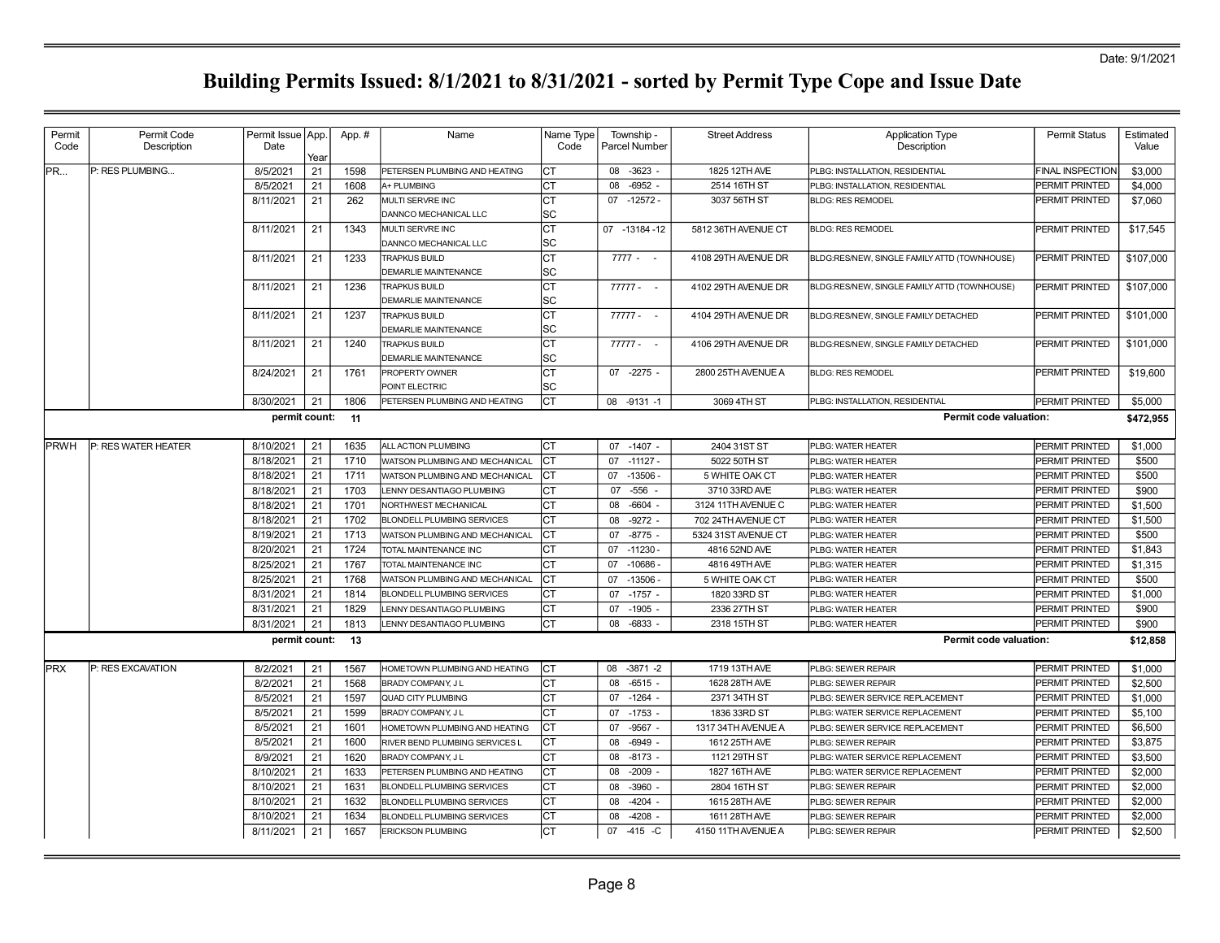Date: 9/1/2021

# Building Permits Issued: 8/1/2021 to 8/31/2021 - sorted by Permit Type Cope and Issue Date

| Permit Code | Permit Code Description | Permit Issue Date | App. Year | App. # | Name | Name Type Code | Township - Parcel Number | Street Address | Application Type Description | Permit Status | Estimated Value |
|---|---|---|---|---|---|---|---|---|---|---|---|
| PR... | P: RES PLUMBING... | 8/5/2021 | 21 | 1598 | PETERSEN PLUMBING AND HEATING | CT | 08 -3623 - | 1825 12TH AVE | PLBG: INSTALLATION, RESIDENTIAL | FINAL INSPECTION | $3,000 |
| | | 8/5/2021 | 21 | 1608 | A+ PLUMBING | CT | 08 -6952 - | 2514 16TH ST | PLBG: INSTALLATION, RESIDENTIAL | PERMIT PRINTED | $4,000 |
| | | 8/11/2021 | 21 | 262 | MULTI SERVRE INC<br>DANNCO MECHANICAL LLC | CT<br>SC | 07 -12572 - | 3037 56TH ST | BLDG: RES REMODEL | PERMIT PRINTED | $7,060 |
| | | 8/11/2021 | 21 | 1343 | MULTI SERVRE INC<br>DANNCO MECHANICAL LLC | CT<br>SC | 07 -13184 -12 | 5812 36TH AVENUE CT | BLDG: RES REMODEL | PERMIT PRINTED | $17,545 |
| | | 8/11/2021 | 21 | 1233 | TRAPKUS BUILD<br>DEMARLIE MAINTENANCE | CT<br>SC | 7777 - - | 4108 29TH AVENUE DR | BLDG:RES/NEW, SINGLE FAMILY ATTD (TOWNHOUSE) | PERMIT PRINTED | $107,000 |
| | | 8/11/2021 | 21 | 1236 | TRAPKUS BUILD<br>DEMARLIE MAINTENANCE | CT<br>SC | 77777 - - | 4102 29TH AVENUE DR | BLDG:RES/NEW, SINGLE FAMILY ATTD (TOWNHOUSE) | PERMIT PRINTED | $107,000 |
| | | 8/11/2021 | 21 | 1237 | TRAPKUS BUILD<br>DEMARLIE MAINTENANCE | CT<br>SC | 77777 - - | 4104 29TH AVENUE DR | BLDG:RES/NEW, SINGLE FAMILY DETACHED | PERMIT PRINTED | $101,000 |
| | | 8/11/2021 | 21 | 1240 | TRAPKUS BUILD<br>DEMARLIE MAINTENANCE | CT<br>SC | 77777 - - | 4106 29TH AVENUE DR | BLDG:RES/NEW, SINGLE FAMILY DETACHED | PERMIT PRINTED | $101,000 |
| | | 8/24/2021 | 21 | 1761 | PROPERTY OWNER<br>POINT ELECTRIC | CT<br>SC | 07 -2275 - | 2800 25TH AVENUE A | BLDG: RES REMODEL | PERMIT PRINTED | $19,600 |
| | | 8/30/2021 | 21 | 1806 | PETERSEN PLUMBING AND HEATING | CT | 08 -9131 -1 | 3069 4TH ST | PLBG: INSTALLATION, RESIDENTIAL | PERMIT PRINTED | $5,000 |
| | | **permit count:** | | **11** | | | | | **Permit code valuation:** | | **$472,955** |
| PRWH | P: RES WATER HEATER | 8/10/2021 | 21 | 1635 | ALL ACTION PLUMBING | CT | 07 -1407 - | 2404 31ST ST | PLBG: WATER HEATER | PERMIT PRINTED | $1,000 |
| | | 8/18/2021 | 21 | 1710 | WATSON PLUMBING AND MECHANICAL | CT | 07 -11127 - | 5022 50TH ST | PLBG: WATER HEATER | PERMIT PRINTED | $500 |
| | | 8/18/2021 | 21 | 1711 | WATSON PLUMBING AND MECHANICAL | CT | 07 -13506 - | 5 WHITE OAK CT | PLBG: WATER HEATER | PERMIT PRINTED | $500 |
| | | 8/18/2021 | 21 | 1703 | LENNY DESANTIAGO PLUMBING | CT | 07 -556 - | 3710 33RD AVE | PLBG: WATER HEATER | PERMIT PRINTED | $900 |
| | | 8/18/2021 | 21 | 1701 | NORTHWEST MECHANICAL | CT | 08 -6604 - | 3124 11TH AVENUE C | PLBG: WATER HEATER | PERMIT PRINTED | $1,500 |
| | | 8/18/2021 | 21 | 1702 | BLONDELL PLUMBING SERVICES | CT | 08 -9272 - | 702 24TH AVENUE CT | PLBG: WATER HEATER | PERMIT PRINTED | $1,500 |
| | | 8/19/2021 | 21 | 1713 | WATSON PLUMBING AND MECHANICAL | CT | 07 -8775 - | 5324 31ST AVENUE CT | PLBG: WATER HEATER | PERMIT PRINTED | $500 |
| | | 8/20/2021 | 21 | 1724 | TOTAL MAINTENANCE INC | CT | 07 -11230 - | 4816 52ND AVE | PLBG: WATER HEATER | PERMIT PRINTED | $1,843 |
| | | 8/25/2021 | 21 | 1767 | TOTAL MAINTENANCE INC | CT | 07 -10686 - | 4816 49TH AVE | PLBG: WATER HEATER | PERMIT PRINTED | $1,315 |
| | | 8/25/2021 | 21 | 1768 | WATSON PLUMBING AND MECHANICAL | CT | 07 -13506 - | 5 WHITE OAK CT | PLBG: WATER HEATER | PERMIT PRINTED | $500 |
| | | 8/31/2021 | 21 | 1814 | BLONDELL PLUMBING SERVICES | CT | 07 -1757 - | 1820 33RD ST | PLBG: WATER HEATER | PERMIT PRINTED | $1,000 |
| | | 8/31/2021 | 21 | 1829 | LENNY DESANTIAGO PLUMBING | CT | 07 -1905 - | 2336 27TH ST | PLBG: WATER HEATER | PERMIT PRINTED | $900 |
| | | 8/31/2021 | 21 | 1813 | LENNY DESANTIAGO PLUMBING | CT | 08 -6833 - | 2318 15TH ST | PLBG: WATER HEATER | PERMIT PRINTED | $900 |
| | | **permit count:** | | **13** | | | | | **Permit code valuation:** | | **$12,858** |
| PRX | P: RES EXCAVATION | 8/2/2021 | 21 | 1567 | HOMETOWN PLUMBING AND HEATING | CT | 08 -3871 -2 | 1719 13TH AVE | PLBG: SEWER REPAIR | PERMIT PRINTED | $1,000 |
| | | 8/2/2021 | 21 | 1568 | BRADY COMPANY, J L | CT | 08 -6515 - | 1628 28TH AVE | PLBG: SEWER REPAIR | PERMIT PRINTED | $2,500 |
| | | 8/5/2021 | 21 | 1597 | QUAD CITY PLUMBING | CT | 07 -1264 - | 2371 34TH ST | PLBG: SEWER SERVICE REPLACEMENT | PERMIT PRINTED | $1,000 |
| | | 8/5/2021 | 21 | 1599 | BRADY COMPANY, J L | CT | 07 -1753 - | 1836 33RD ST | PLBG: WATER SERVICE REPLACEMENT | PERMIT PRINTED | $5,100 |
| | | 8/5/2021 | 21 | 1601 | HOMETOWN PLUMBING AND HEATING | CT | 07 -9567 - | 1317 34TH AVENUE A | PLBG: SEWER SERVICE REPLACEMENT | PERMIT PRINTED | $6,500 |
| | | 8/5/2021 | 21 | 1600 | RIVER BEND PLUMBING SERVICES L | CT | 08 -6949 - | 1612 25TH AVE | PLBG: SEWER REPAIR | PERMIT PRINTED | $3,875 |
| | | 8/9/2021 | 21 | 1620 | BRADY COMPANY, J L | CT | 08 -8173 - | 1121 29TH ST | PLBG: WATER SERVICE REPLACEMENT | PERMIT PRINTED | $3,500 |
| | | 8/10/2021 | 21 | 1633 | PETERSEN PLUMBING AND HEATING | CT | 08 -2009 - | 1827 16TH AVE | PLBG: WATER SERVICE REPLACEMENT | PERMIT PRINTED | $2,000 |
| | | 8/10/2021 | 21 | 1631 | BLONDELL PLUMBING SERVICES | CT | 08 -3960 - | 2804 16TH ST | PLBG: SEWER REPAIR | PERMIT PRINTED | $2,000 |
| | | 8/10/2021 | 21 | 1632 | BLONDELL PLUMBING SERVICES | CT | 08 -4204 - | 1615 28TH AVE | PLBG: SEWER REPAIR | PERMIT PRINTED | $2,000 |
| | | 8/10/2021 | 21 | 1634 | BLONDELL PLUMBING SERVICES | CT | 08 -4208 - | 1611 28TH AVE | PLBG: SEWER REPAIR | PERMIT PRINTED | $2,000 |
| | | 8/11/2021 | 21 | 1657 | ERICKSON PLUMBING | CT | 07 -415 -C | 4150 11TH AVENUE A | PLBG: SEWER REPAIR | PERMIT PRINTED | $2,500 |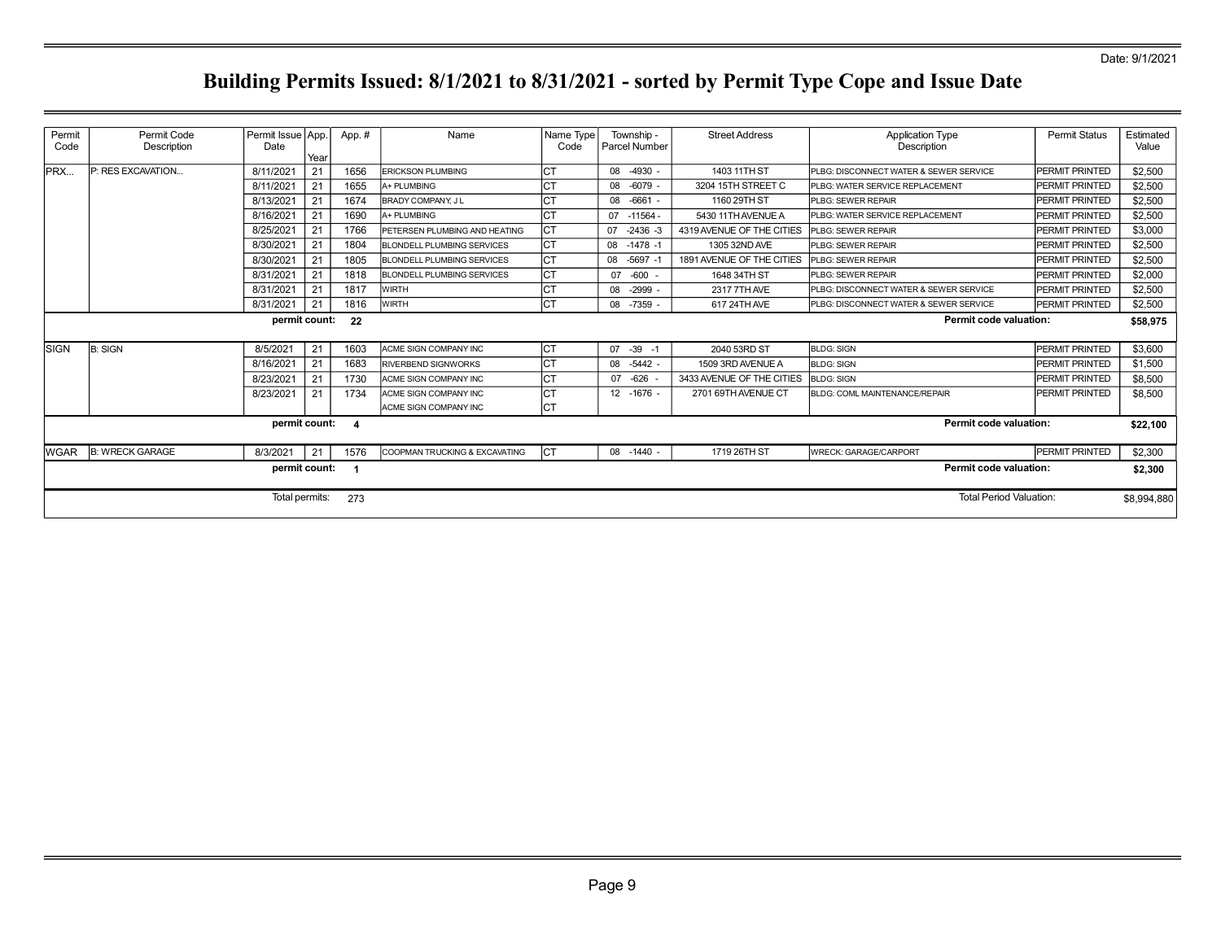Date: 9/1/2021

# Building Permits Issued: 8/1/2021 to 8/31/2021 - sorted by Permit Type Cope and Issue Date

| Permit Code | Permit Code Description | Permit Issue Date | App. Year | App. # | Name | Name Type Code | Township - Parcel Number | Street Address | Application Type Description | Permit Status | Estimated Value |
|---|---|---|---|---|---|---|---|---|---|---|---|
| PRX... | P: RES EXCAVATION... | 8/11/2021 | 21 | 1656 | ERICKSON PLUMBING | CT | 08 -4930 - | 1403 11TH ST | PLBG: DISCONNECT WATER & SEWER SERVICE | PERMIT PRINTED | $2,500 |
| | | 8/11/2021 | 21 | 1655 | A+ PLUMBING | CT | 08 -6079 - | 3204 15TH STREET C | PLBG: WATER SERVICE REPLACEMENT | PERMIT PRINTED | $2,500 |
| | | 8/13/2021 | 21 | 1674 | BRADY COMPANY, J L | CT | 08 -6661 - | 1160 29TH ST | PLBG: SEWER REPAIR | PERMIT PRINTED | $2,500 |
| | | 8/16/2021 | 21 | 1690 | A+ PLUMBING | CT | 07 -11564 - | 5430 11TH AVENUE A | PLBG: WATER SERVICE REPLACEMENT | PERMIT PRINTED | $2,500 |
| | | 8/25/2021 | 21 | 1766 | PETERSEN PLUMBING AND HEATING | CT | 07 -2436 -3 | 4319 AVENUE OF THE CITIES | PLBG: SEWER REPAIR | PERMIT PRINTED | $3,000 |
| | | 8/30/2021 | 21 | 1804 | BLONDELL PLUMBING SERVICES | CT | 08 -1478 -1 | 1305 32ND AVE | PLBG: SEWER REPAIR | PERMIT PRINTED | $2,500 |
| | | 8/30/2021 | 21 | 1805 | BLONDELL PLUMBING SERVICES | CT | 08 -5697 -1 | 1891 AVENUE OF THE CITIES | PLBG: SEWER REPAIR | PERMIT PRINTED | $2,500 |
| | | 8/31/2021 | 21 | 1818 | BLONDELL PLUMBING SERVICES | CT | 07 -600 - | 1648 34TH ST | PLBG: SEWER REPAIR | PERMIT PRINTED | $2,000 |
| | | 8/31/2021 | 21 | 1817 | WIRTH | CT | 08 -2999 - | 2317 7TH AVE | PLBG: DISCONNECT WATER & SEWER SERVICE | PERMIT PRINTED | $2,500 |
| | | 8/31/2021 | 21 | 1816 | WIRTH | CT | 08 -7359 - | 617 24TH AVE | PLBG: DISCONNECT WATER & SEWER SERVICE | PERMIT PRINTED | $2,500 |
| | | **permit count:** | | **22** | | | | | **Permit code valuation:** | | **$58,975** |
| SIGN | B: SIGN | 8/5/2021 | 21 | 1603 | ACME SIGN COMPANY INC | CT | 07 -39 -1 | 2040 53RD ST | BLDG: SIGN | PERMIT PRINTED | $3,600 |
| | | 8/16/2021 | 21 | 1683 | RIVERBEND SIGNWORKS | CT | 08 -5442 - | 1509 3RD AVENUE A | BLDG: SIGN | PERMIT PRINTED | $1,500 |
| | | 8/23/2021 | 21 | 1730 | ACME SIGN COMPANY INC | CT | 07 -626 - | 3433 AVENUE OF THE CITIES | BLDG: SIGN | PERMIT PRINTED | $8,500 |
| | | 8/23/2021 | 21 | 1734 | ACME SIGN COMPANY INC | CT | 12 -1676 - | 2701 69TH AVENUE CT | BLDG: COML MAINTENANCE/REPAIR | PERMIT PRINTED | $8,500 |
| | | | | | ACME SIGN COMPANY INC | CT | | | | | |
| | | **permit count:** | | **4** | | | | | **Permit code valuation:** | | **$22,100** |
| WGAR | B: WRECK GARAGE | 8/3/2021 | 21 | 1576 | COOPMAN TRUCKING & EXCAVATING | CT | 08 -1440 - | 1719 26TH ST | WRECK: GARAGE/CARPORT | PERMIT PRINTED | $2,300 |
| | | **permit count:** | | **1** | | | | | **Permit code valuation:** | | **$2,300** |
| | | Total permits: | | 273 | | | | | Total Period Valuation: | | $8,994,880 |